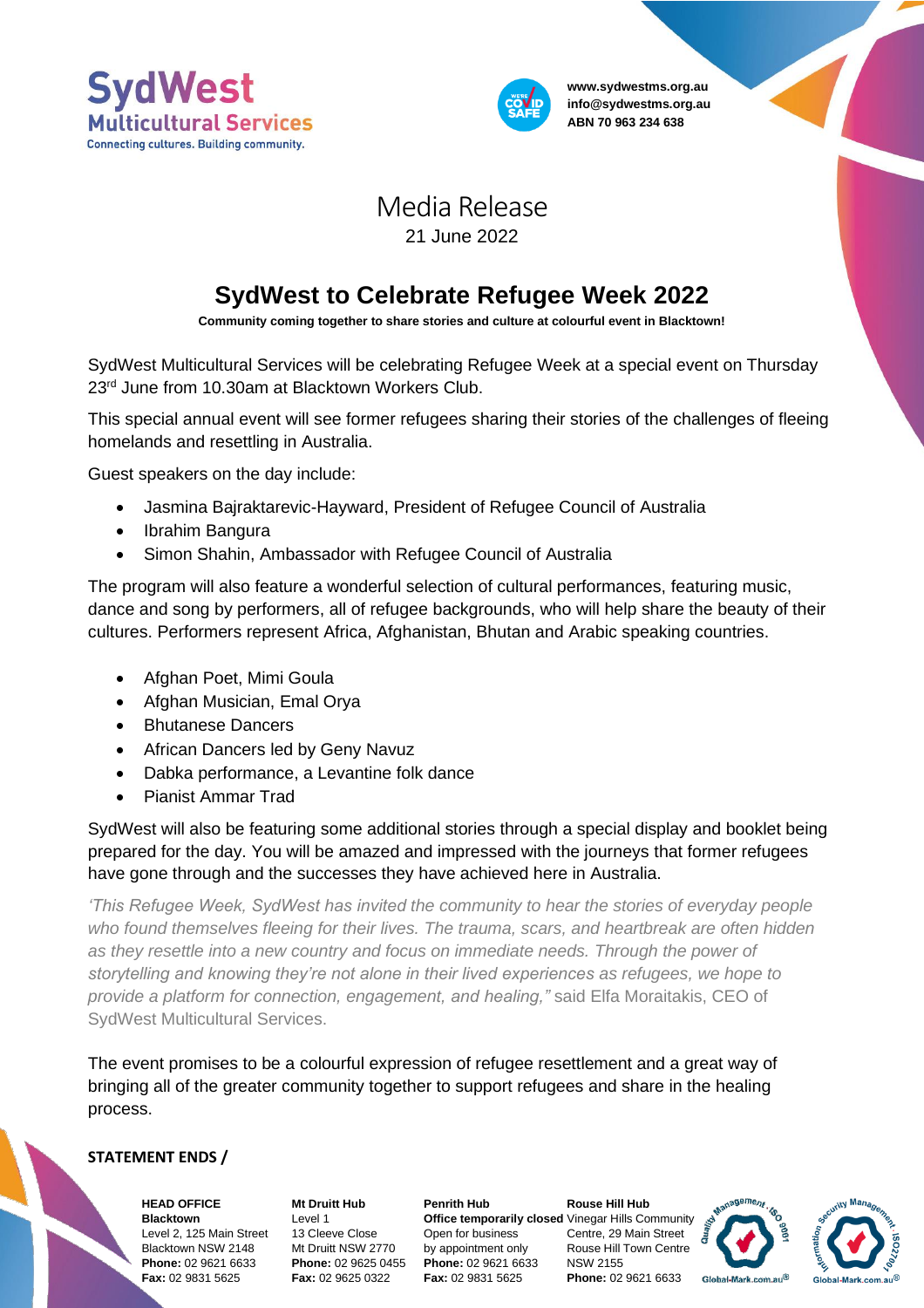SydWest Multicultural Services
Connecting cultures. Building community.

www.sydwestms.org.au
info@sydwestms.org.au
ABN 70 963 234 638

Media Release
21 June 2022

# SydWest to Celebrate Refugee Week 2022

**Community coming together to share stories and culture at colourful event in Blacktown!**

SydWest Multicultural Services will be celebrating Refugee Week at a special event on Thursday 23rd June from 10.30am at Blacktown Workers Club.

This special annual event will see former refugees sharing their stories of the challenges of fleeing homelands and resettling in Australia.

Guest speakers on the day include:

- Jasmina Bajraktarevic-Hayward, President of Refugee Council of Australia
- Ibrahim Bangura
- Simon Shahin, Ambassador with Refugee Council of Australia

The program will also feature a wonderful selection of cultural performances, featuring music, dance and song by performers, all of refugee backgrounds, who will help share the beauty of their cultures. Performers represent Africa, Afghanistan, Bhutan and Arabic speaking countries.

- Afghan Poet, Mimi Goula
- Afghan Musician, Emal Orya
- Bhutanese Dancers
- African Dancers led by Geny Navuz
- Dabka performance, a Levantine folk dance
- Pianist Ammar Trad

SydWest will also be featuring some additional stories through a special display and booklet being prepared for the day. You will be amazed and impressed with the journeys that former refugees have gone through and the successes they have achieved here in Australia.

*'This Refugee Week, SydWest has invited the community to hear the stories of everyday people who found themselves fleeing for their lives. The trauma, scars, and heartbreak are often hidden as they resettle into a new country and focus on immediate needs. Through the power of storytelling and knowing they're not alone in their lived experiences as refugees, we hope to provide a platform for connection, engagement, and healing,"* said Elfa Moraitakis, CEO of SydWest Multicultural Services.

The event promises to be a colourful expression of refugee resettlement and a great way of bringing all of the greater community together to support refugees and share in the healing process.

**STATEMENT ENDS /**

**HEAD OFFICE**
**Blacktown**
Level 2, 125 Main Street
Blacktown NSW 2148
**Phone:** 02 9621 6633
**Fax:** 02 9831 5625

**Mt Druitt Hub**
Level 1
13 Cleeve Close
Mt Druitt NSW 2770
**Phone:** 02 9625 0455
**Fax:** 02 9625 0322

**Penrith Hub**
**Office temporarily closed**
Open for business
by appointment only
**Phone:** 02 9621 6633
**Fax:** 02 9831 5625

**Rouse Hill Hub**
Vinegar Hills Community Centre, 29 Main Street
Rouse Hill Town Centre
NSW 2155
**Phone:** 02 9621 6633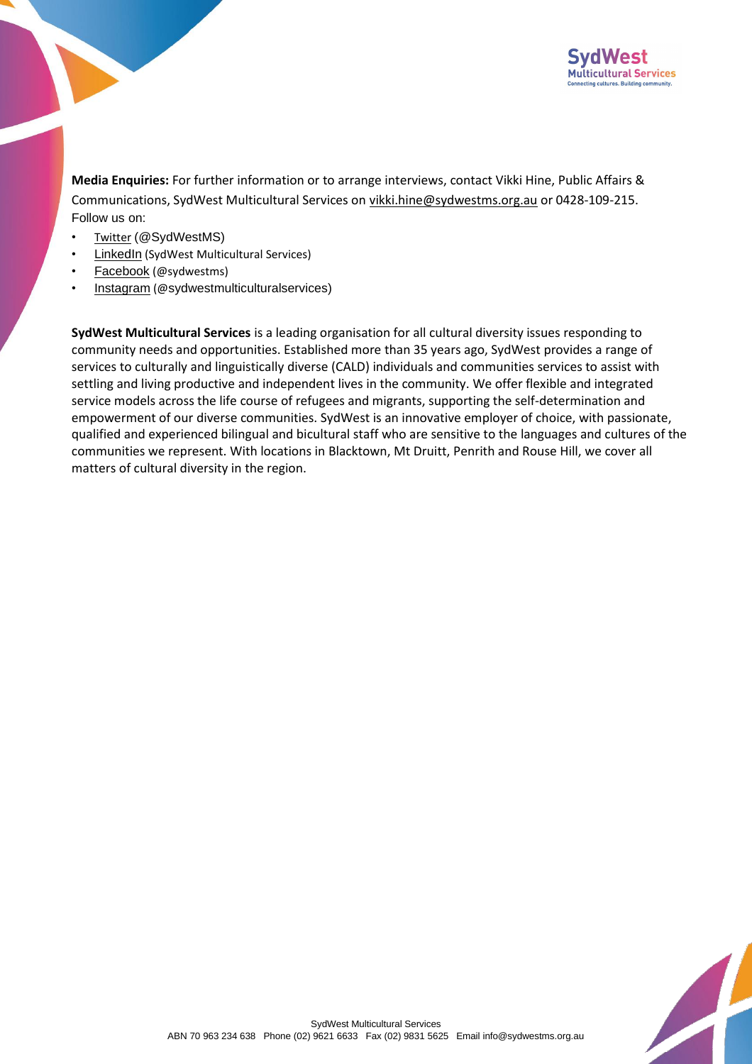**Media Enquiries:** For further information or to arrange interviews, contact Vikki Hine, Public Affairs & Communications, SydWest Multicultural Services on vikki.hine@sydwestms.org.au or 0428-109-215.

Follow us on:

- Twitter (@SydWestMS)
- LinkedIn (SydWest Multicultural Services)
- Facebook (@sydwestms)
- Instagram (@sydwestmulticulturalservices)

**SydWest Multicultural Services** is a leading organisation for all cultural diversity issues responding to community needs and opportunities. Established more than 35 years ago, SydWest provides a range of services to culturally and linguistically diverse (CALD) individuals and communities services to assist with settling and living productive and independent lives in the community. We offer flexible and integrated service models across the life course of refugees and migrants, supporting the self-determination and empowerment of our diverse communities. SydWest is an innovative employer of choice, with passionate, qualified and experienced bilingual and bicultural staff who are sensitive to the languages and cultures of the communities we represent. With locations in Blacktown, Mt Druitt, Penrith and Rouse Hill, we cover all matters of cultural diversity in the region.